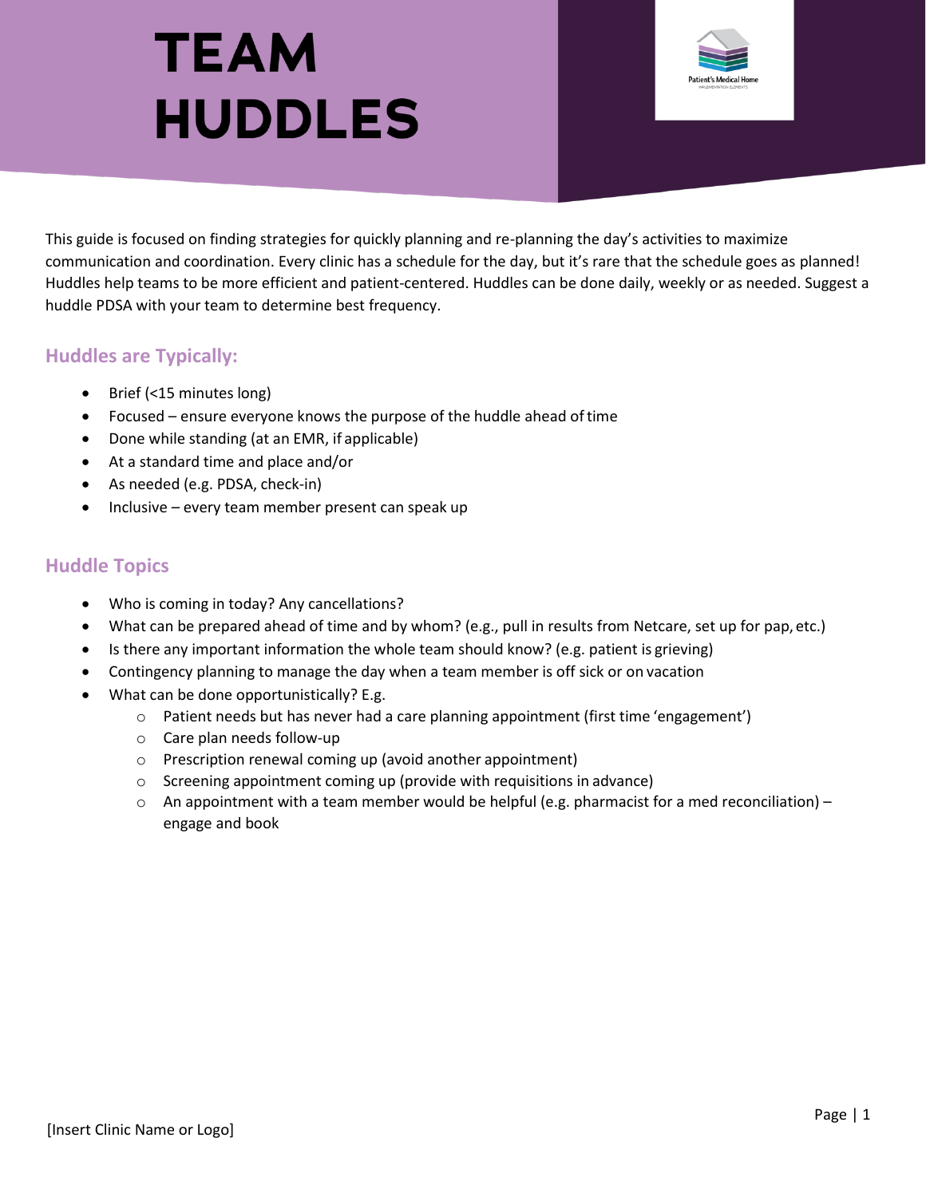# TEAM HUDDLES

This guide is focused on finding strategies for quickly planning and re-planning the day's activities to maximize communication and coordination. Every clinic has a schedule for the day, but it's rare that the schedule goes as planned! Huddles help teams to be more efficient and patient-centered. Huddles can be done daily, weekly or as needed. Suggest a huddle PDSA with your team to determine best frequency.

## Huddles are Typically:

- Brief (<15 minutes long)
- Focused – ensure everyone knows the purpose of the huddle ahead of time
- Done while standing (at an EMR, if applicable)
- At a standard time and place and/or
- As needed (e.g. PDSA, check-in)
- Inclusive – every team member present can speak up

## Huddle Topics

- Who is coming in today? Any cancellations?
- What can be prepared ahead of time and by whom? (e.g., pull in results from Netcare, set up for pap, etc.)
- Is there any important information the whole team should know? (e.g. patient is grieving)
- Contingency planning to manage the day when a team member is off sick or on vacation
- What can be done opportunistically? E.g.
  - Patient needs but has never had a care planning appointment (first time 'engagement')
  - Care plan needs follow-up
  - Prescription renewal coming up (avoid another appointment)
  - Screening appointment coming up (provide with requisitions in advance)
  - An appointment with a team member would be helpful (e.g. pharmacist for a med reconciliation) – engage and book

[Insert Clinic Name or Logo]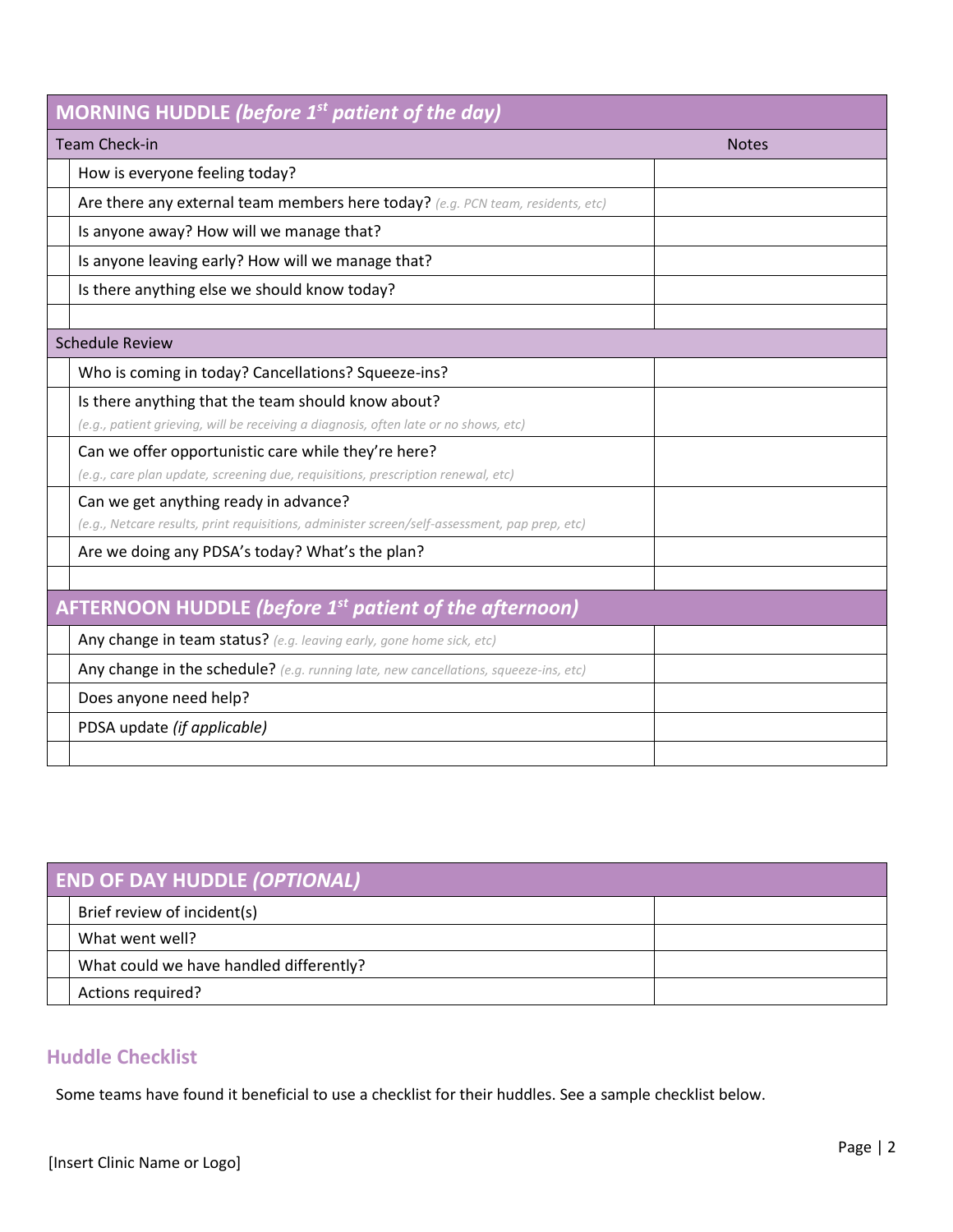| | MORNING HUDDLE *(before 1st patient of the day)* | |
|---|---|---|
| Team Check-in | | Notes |
| | How is everyone feeling today? | |
| | Are there any external team members here today? *(e.g. PCN team, residents, etc)* | |
| | Is anyone away? How will we manage that? | |
| | Is anyone leaving early? How will we manage that? | |
| | Is there anything else we should know today? | |
| | | |
| Schedule Review | | |
| | Who is coming in today? Cancellations? Squeeze-ins? | |
| | Is there anything that the team should know about? *(e.g., patient grieving, will be receiving a diagnosis, often late or no shows, etc)* | |
| | Can we offer opportunistic care while they're here? *(e.g., care plan update, screening due, requisitions, prescription renewal, etc)* | |
| | Can we get anything ready in advance? *(e.g., Netcare results, print requisitions, administer screen/self-assessment, pap prep, etc)* | |
| | Are we doing any PDSA's today? What's the plan? | |
| | | |
| **AFTERNOON HUDDLE *(before 1st patient of the afternoon)*** | | |
| | Any change in team status? *(e.g. leaving early, gone home sick, etc)* | |
| | Any change in the schedule? *(e.g. running late, new cancellations, squeeze-ins, etc)* | |
| | Does anyone need help? | |
| | PDSA update *(if applicable)* | |
| | | |

| | END OF DAY HUDDLE *(OPTIONAL)* | |
|---|---|---|
| | Brief review of incident(s) | |
| | What went well? | |
| | What could we have handled differently? | |
| | Actions required? | |

## Huddle Checklist

Some teams have found it beneficial to use a checklist for their huddles. See a sample checklist below.

[Insert Clinic Name or Logo]